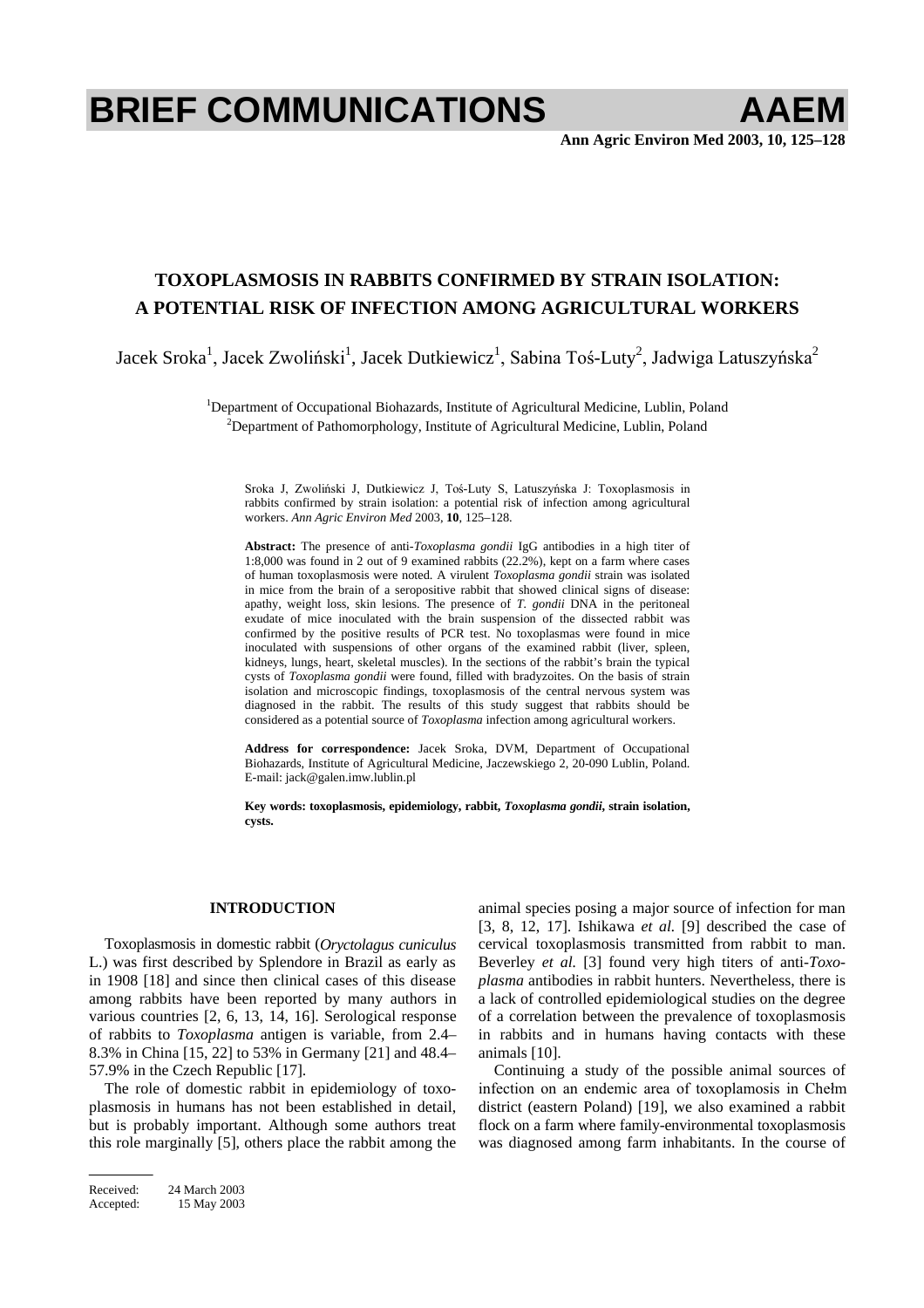# BRIEF COMMUNICATIONS

## TOXOPLASMOSIS IN RABBITS CONFIRMED BY STRAIN ISOLATION: A POTENTIAL RISK OF INFECTION AMONG AGRICULTURAL WORKERS

Jacek Sroka[1], Jacek Zwoliński[1], Jacek Dutkiewicz[1], Sabina Toś-Luty[2], Jadwiga Latuszyńska[2]

[1]Department of Occupational Biohazards, Institute of Agricultural Medicine, Lublin, Poland
[2]Department of Pathomorphology, Institute of Agricultural Medicine, Lublin, Poland

Sroka J, Zwoliński J, Dutkiewicz J, Toś-Luty S, Latuszyńska J: Toxoplasmosis in rabbits confirmed by strain isolation: a potential risk of infection among agricultural workers. *Ann Agric Environ Med* 2003, **10**, 125–128.

**Abstract:** The presence of anti-*Toxoplasma gondii* IgG antibodies in a high titer of 1:8,000 was found in 2 out of 9 examined rabbits (22.2%), kept on a farm where cases of human toxoplasmosis were noted. A virulent *Toxoplasma gondii* strain was isolated in mice from the brain of a seropositive rabbit that showed clinical signs of disease: apathy, weight loss, skin lesions. The presence of *T. gondii* DNA in the peritoneal exudate of mice inoculated with the brain suspension of the dissected rabbit was confirmed by the positive results of PCR test. No toxoplasmas were found in mice inoculated with suspensions of other organs of the examined rabbit (liver, spleen, kidneys, lungs, heart, skeletal muscles). In the sections of the rabbit's brain the typical cysts of *Toxoplasma gondii* were found, filled with bradyzoites. On the basis of strain isolation and microscopic findings, toxoplasmosis of the central nervous system was diagnosed in the rabbit. The results of this study suggest that rabbits should be considered as a potential source of *Toxoplasma* infection among agricultural workers.

**Address for correspondence:** Jacek Sroka, DVM, Department of Occupational Biohazards, Institute of Agricultural Medicine, Jaczewskiego 2, 20-090 Lublin, Poland. E-mail: jack@galen.imw.lublin.pl

**Key words: toxoplasmosis, epidemiology, rabbit, *Toxoplasma gondii*, strain isolation, cysts.**

### INTRODUCTION

Toxoplasmosis in domestic rabbit (*Oryctolagus cuniculus* L.) was first described by Splendore in Brazil as early as in 1908 [18] and since then clinical cases of this disease among rabbits have been reported by many authors in various countries [2, 6, 13, 14, 16]. Serological response of rabbits to *Toxoplasma* antigen is variable, from 2.4–8.3% in China [15, 22] to 53% in Germany [21] and 48.4–57.9% in the Czech Republic [17].

The role of domestic rabbit in epidemiology of toxoplasmosis in humans has not been established in detail, but is probably important. Although some authors treat this role marginally [5], others place the rabbit among the animal species posing a major source of infection for man [3, 8, 12, 17]. Ishikawa *et al.* [9] described the case of cervical toxoplasmosis transmitted from rabbit to man. Beverley *et al.* [3] found very high titers of anti-*Toxoplasma* antibodies in rabbit hunters. Nevertheless, there is a lack of controlled epidemiological studies on the degree of a correlation between the prevalence of toxoplasmosis in rabbits and in humans having contacts with these animals [10].

Continuing a study of the possible animal sources of infection on an endemic area of toxoplamosis in Chełm district (eastern Poland) [19], we also examined a rabbit flock on a farm where family-environmental toxoplasmosis was diagnosed among farm inhabitants. In the course of

Received: 24 March 2003
Accepted: 15 May 2003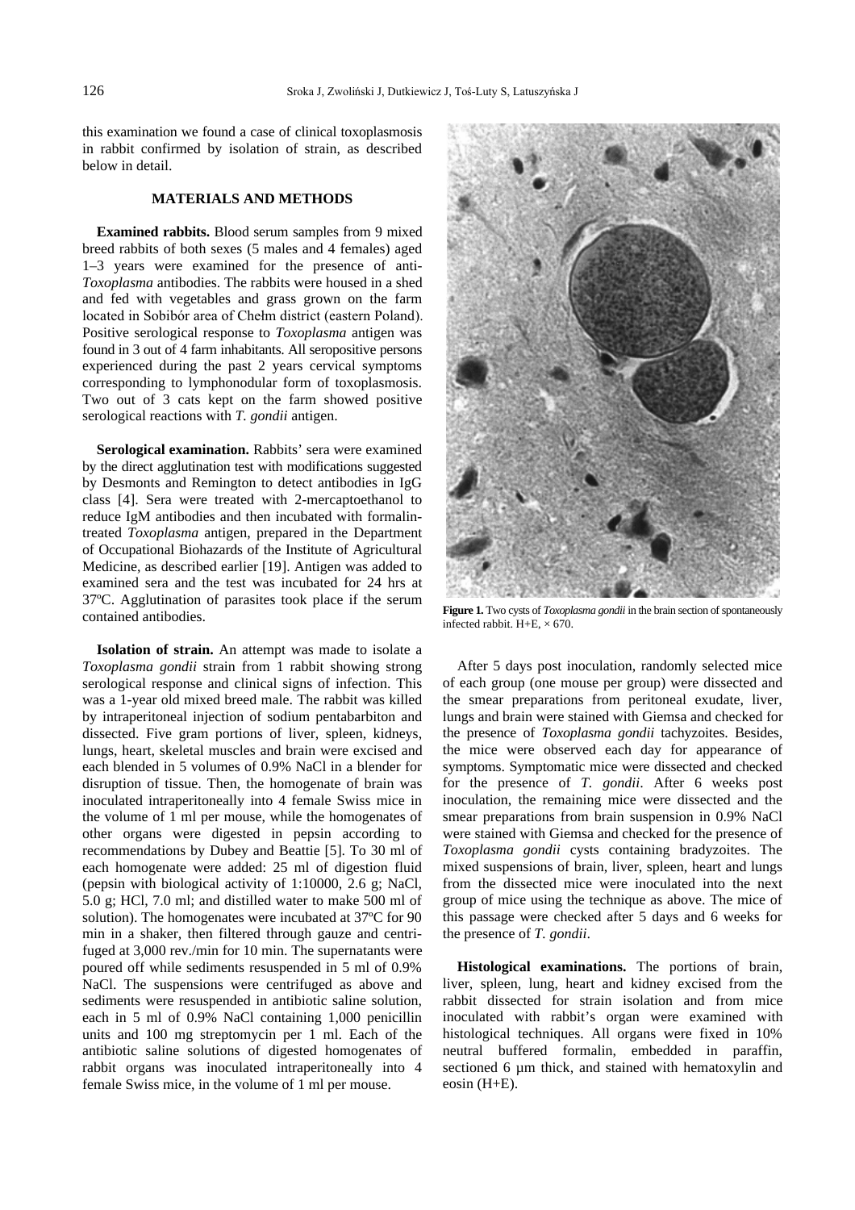this examination we found a case of clinical toxoplasmosis in rabbit confirmed by isolation of strain, as described below in detail.

## MATERIALS AND METHODS

**Examined rabbits.** Blood serum samples from 9 mixed breed rabbits of both sexes (5 males and 4 females) aged 1–3 years were examined for the presence of anti-*Toxoplasma* antibodies. The rabbits were housed in a shed and fed with vegetables and grass grown on the farm located in Sobibór area of Chełm district (eastern Poland). Positive serological response to *Toxoplasma* antigen was found in 3 out of 4 farm inhabitants. All seropositive persons experienced during the past 2 years cervical symptoms corresponding to lymphonodular form of toxoplasmosis. Two out of 3 cats kept on the farm showed positive serological reactions with *T. gondii* antigen.

**Serological examination.** Rabbits' sera were examined by the direct agglutination test with modifications suggested by Desmonts and Remington to detect antibodies in IgG class [4]. Sera were treated with 2-mercaptoethanol to reduce IgM antibodies and then incubated with formalin-treated *Toxoplasma* antigen, prepared in the Department of Occupational Biohazards of the Institute of Agricultural Medicine, as described earlier [19]. Antigen was added to examined sera and the test was incubated for 24 hrs at 37ºC. Agglutination of parasites took place if the serum contained antibodies.

**Isolation of strain.** An attempt was made to isolate a *Toxoplasma gondii* strain from 1 rabbit showing strong serological response and clinical signs of infection. This was a 1-year old mixed breed male. The rabbit was killed by intraperitoneal injection of sodium pentabarbiton and dissected. Five gram portions of liver, spleen, kidneys, lungs, heart, skeletal muscles and brain were excised and each blended in 5 volumes of 0.9% NaCl in a blender for disruption of tissue. Then, the homogenate of brain was inoculated intraperitoneally into 4 female Swiss mice in the volume of 1 ml per mouse, while the homogenates of other organs were digested in pepsin according to recommendations by Dubey and Beattie [5]. To 30 ml of each homogenate were added: 25 ml of digestion fluid (pepsin with biological activity of 1:10000, 2.6 g; NaCl, 5.0 g; HCl, 7.0 ml; and distilled water to make 500 ml of solution). The homogenates were incubated at 37ºC for 90 min in a shaker, then filtered through gauze and centrifuged at 3,000 rev./min for 10 min. The supernatants were poured off while sediments resuspended in 5 ml of 0.9% NaCl. The suspensions were centrifuged as above and sediments were resuspended in antibiotic saline solution, each in 5 ml of 0.9% NaCl containing 1,000 penicillin units and 100 mg streptomycin per 1 ml. Each of the antibiotic saline solutions of digested homogenates of rabbit organs was inoculated intraperitoneally into 4 female Swiss mice, in the volume of 1 ml per mouse.

**Figure 1.** Two cysts of *Toxoplasma gondii* in the brain section of spontaneously infected rabbit. H+E, × 670.

After 5 days post inoculation, randomly selected mice of each group (one mouse per group) were dissected and the smear preparations from peritoneal exudate, liver, lungs and brain were stained with Giemsa and checked for the presence of *Toxoplasma gondii* tachyzoites. Besides, the mice were observed each day for appearance of symptoms. Symptomatic mice were dissected and checked for the presence of *T. gondii*. After 6 weeks post inoculation, the remaining mice were dissected and the smear preparations from brain suspension in 0.9% NaCl were stained with Giemsa and checked for the presence of *Toxoplasma gondii* cysts containing bradyzoites. The mixed suspensions of brain, liver, spleen, heart and lungs from the dissected mice were inoculated into the next group of mice using the technique as above. The mice of this passage were checked after 5 days and 6 weeks for the presence of *T. gondii*.

**Histological examinations.** The portions of brain, liver, spleen, lung, heart and kidney excised from the rabbit dissected for strain isolation and from mice inoculated with rabbit's organ were examined with histological techniques. All organs were fixed in 10% neutral buffered formalin, embedded in paraffin, sectioned 6 µm thick, and stained with hematoxylin and eosin (H+E).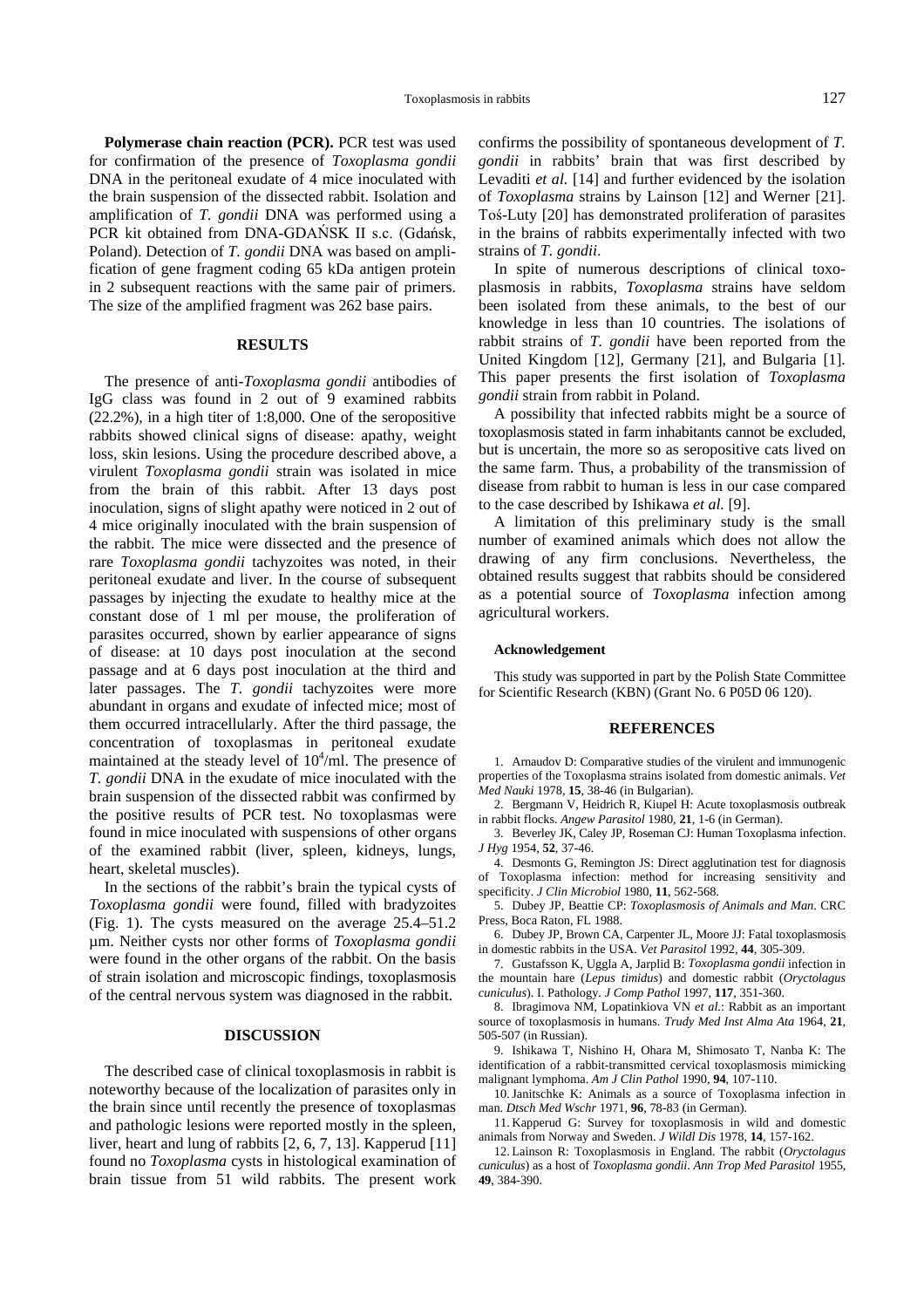**Polymerase chain reaction (PCR).** PCR test was used for confirmation of the presence of *Toxoplasma gondii* DNA in the peritoneal exudate of 4 mice inoculated with the brain suspension of the dissected rabbit. Isolation and amplification of *T. gondii* DNA was performed using a PCR kit obtained from DNA-GDAŃSK II s.c. (Gdańsk, Poland). Detection of *T. gondii* DNA was based on amplification of gene fragment coding 65 kDa antigen protein in 2 subsequent reactions with the same pair of primers. The size of the amplified fragment was 262 base pairs.

## RESULTS

The presence of anti-*Toxoplasma gondii* antibodies of IgG class was found in 2 out of 9 examined rabbits (22.2%), in a high titer of 1:8,000. One of the seropositive rabbits showed clinical signs of disease: apathy, weight loss, skin lesions. Using the procedure described above, a virulent *Toxoplasma gondii* strain was isolated in mice from the brain of this rabbit. After 13 days post inoculation, signs of slight apathy were noticed in 2 out of 4 mice originally inoculated with the brain suspension of the rabbit. The mice were dissected and the presence of rare *Toxoplasma gondii* tachyzoites was noted, in their peritoneal exudate and liver. In the course of subsequent passages by injecting the exudate to healthy mice at the constant dose of 1 ml per mouse, the proliferation of parasites occurred, shown by earlier appearance of signs of disease: at 10 days post inoculation at the second passage and at 6 days post inoculation at the third and later passages. The *T. gondii* tachyzoites were more abundant in organs and exudate of infected mice; most of them occurred intracellularly. After the third passage, the concentration of toxoplasmas in peritoneal exudate maintained at the steady level of $10^4$/ml. The presence of *T. gondii* DNA in the exudate of mice inoculated with the brain suspension of the dissected rabbit was confirmed by the positive results of PCR test. No toxoplasmas were found in mice inoculated with suspensions of other organs of the examined rabbit (liver, spleen, kidneys, lungs, heart, skeletal muscles).

In the sections of the rabbit's brain the typical cysts of *Toxoplasma gondii* were found, filled with bradyzoites (Fig. 1). The cysts measured on the average 25.4–51.2 µm. Neither cysts nor other forms of *Toxoplasma gondii* were found in the other organs of the rabbit. On the basis of strain isolation and microscopic findings, toxoplasmosis of the central nervous system was diagnosed in the rabbit.

## DISCUSSION

The described case of clinical toxoplasmosis in rabbit is noteworthy because of the localization of parasites only in the brain since until recently the presence of toxoplasmas and pathologic lesions were reported mostly in the spleen, liver, heart and lung of rabbits [2, 6, 7, 13]. Kapperud [11] found no *Toxoplasma* cysts in histological examination of brain tissue from 51 wild rabbits. The present work confirms the possibility of spontaneous development of *T. gondii* in rabbits' brain that was first described by Levaditi *et al.* [14] and further evidenced by the isolation of *Toxoplasma* strains by Lainson [12] and Werner [21]. Toś-Luty [20] has demonstrated proliferation of parasites in the brains of rabbits experimentally infected with two strains of *T. gondii*.

In spite of numerous descriptions of clinical toxoplasmosis in rabbits, *Toxoplasma* strains have seldom been isolated from these animals, to the best of our knowledge in less than 10 countries. The isolations of rabbit strains of *T. gondii* have been reported from the United Kingdom [12], Germany [21], and Bulgaria [1]. This paper presents the first isolation of *Toxoplasma gondii* strain from rabbit in Poland.

A possibility that infected rabbits might be a source of toxoplasmosis stated in farm inhabitants cannot be excluded, but is uncertain, the more so as seropositive cats lived on the same farm. Thus, a probability of the transmission of disease from rabbit to human is less in our case compared to the case described by Ishikawa *et al.* [9].

A limitation of this preliminary study is the small number of examined animals which does not allow the drawing of any firm conclusions. Nevertheless, the obtained results suggest that rabbits should be considered as a potential source of *Toxoplasma* infection among agricultural workers.

### Acknowledgement

This study was supported in part by the Polish State Committee for Scientific Research (KBN) (Grant No. 6 P05D 06 120).

## REFERENCES

1. Arnaudov D: Comparative studies of the virulent and immunogenic properties of the Toxoplasma strains isolated from domestic animals. *Vet Med Nauki* 1978, **15**, 38-46 (in Bulgarian).
2. Bergmann V, Heidrich R, Kiupel H: Acute toxoplasmosis outbreak in rabbit flocks. *Angew Parasitol* 1980, **21**, 1-6 (in German).
3. Beverley JK, Caley JP, Roseman CJ: Human Toxoplasma infection. *J Hyg* 1954, **52**, 37-46.
4. Desmonts G, Remington JS: Direct agglutination test for diagnosis of Toxoplasma infection: method for increasing sensitivity and specificity. *J Clin Microbiol* 1980, **11**, 562-568.
5. Dubey JP, Beattie CP: *Toxoplasmosis of Animals and Man*. CRC Press, Boca Raton, FL 1988.
6. Dubey JP, Brown CA, Carpenter JL, Moore JJ: Fatal toxoplasmosis in domestic rabbits in the USA. *Vet Parasitol* 1992, **44**, 305-309.
7. Gustafsson K, Uggla A, Jarplid B: *Toxoplasma gondii* infection in the mountain hare (*Lepus timidus*) and domestic rabbit (*Oryctolagus cuniculus*). I. Pathology. *J Comp Pathol* 1997, **117**, 351-360.
8. Ibragimova NM, Lopatinkiova VN *et al.*: Rabbit as an important source of toxoplasmosis in humans. *Trudy Med Inst Alma Ata* 1964, **21**, 505-507 (in Russian).
9. Ishikawa T, Nishino H, Ohara M, Shimosato T, Nanba K: The identification of a rabbit-transmitted cervical toxoplasmosis mimicking malignant lymphoma. *Am J Clin Pathol* 1990, **94**, 107-110.
10. Janitschke K: Animals as a source of Toxoplasma infection in man. *Dtsch Med Wschr* 1971, **96**, 78-83 (in German).
11. Kapperud G: Survey for toxoplasmosis in wild and domestic animals from Norway and Sweden. *J Wildl Dis* 1978, **14**, 157-162.
12. Lainson R: Toxoplasmosis in England. The rabbit (*Oryctolagus cuniculus*) as a host of *Toxoplasma gondii*. *Ann Trop Med Parasitol* 1955, **49**, 384-390.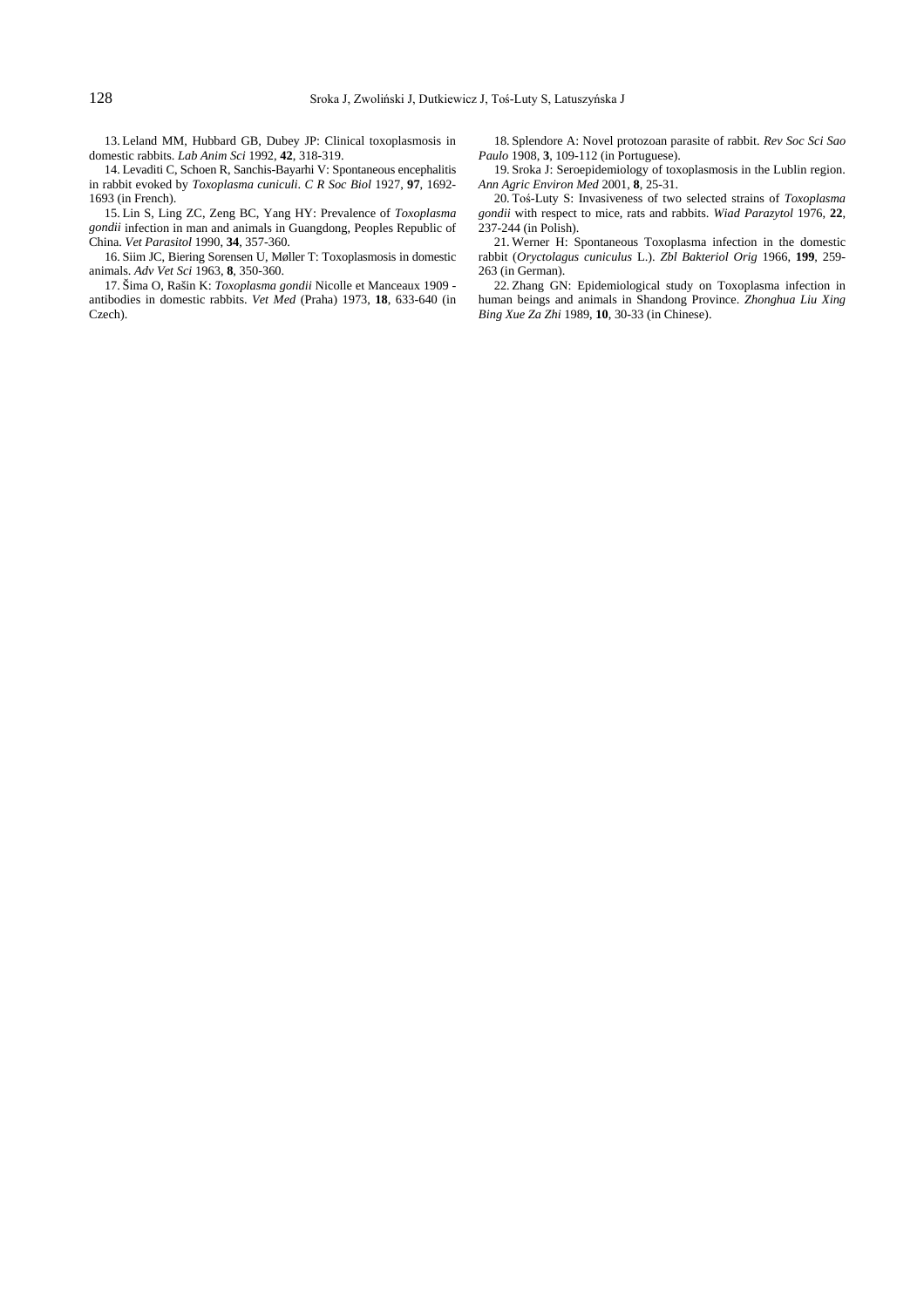13. Leland MM, Hubbard GB, Dubey JP: Clinical toxoplasmosis in domestic rabbits. *Lab Anim Sci* 1992, **42**, 318-319.

14. Levaditi C, Schoen R, Sanchis-Bayarhi V: Spontaneous encephalitis in rabbit evoked by *Toxoplasma cuniculi*. *C R Soc Biol* 1927, **97**, 1692-1693 (in French).

15. Lin S, Ling ZC, Zeng BC, Yang HY: Prevalence of *Toxoplasma gondii* infection in man and animals in Guangdong, Peoples Republic of China. *Vet Parasitol* 1990, **34**, 357-360.

16. Siim JC, Biering Sorensen U, Møller T: Toxoplasmosis in domestic animals. *Adv Vet Sci* 1963, **8**, 350-360.

17. Šima O, Rašin K: *Toxoplasma gondii* Nicolle et Manceaux 1909 - antibodies in domestic rabbits. *Vet Med* (Praha) 1973, **18**, 633-640 (in Czech).

18. Splendore A: Novel protozoan parasite of rabbit. *Rev Soc Sci Sao Paulo* 1908, **3**, 109-112 (in Portuguese).

19. Sroka J: Seroepidemiology of toxoplasmosis in the Lublin region. *Ann Agric Environ Med* 2001, **8**, 25-31.

20. Toś-Luty S: Invasiveness of two selected strains of *Toxoplasma gondii* with respect to mice, rats and rabbits. *Wiad Parazytol* 1976, **22**, 237-244 (in Polish).

21. Werner H: Spontaneous Toxoplasma infection in the domestic rabbit (*Oryctolagus cuniculus* L.). *Zbl Bakteriol Orig* 1966, **199**, 259-263 (in German).

22. Zhang GN: Epidemiological study on Toxoplasma infection in human beings and animals in Shandong Province. *Zhonghua Liu Xing Bing Xue Za Zhi* 1989, **10**, 30-33 (in Chinese).